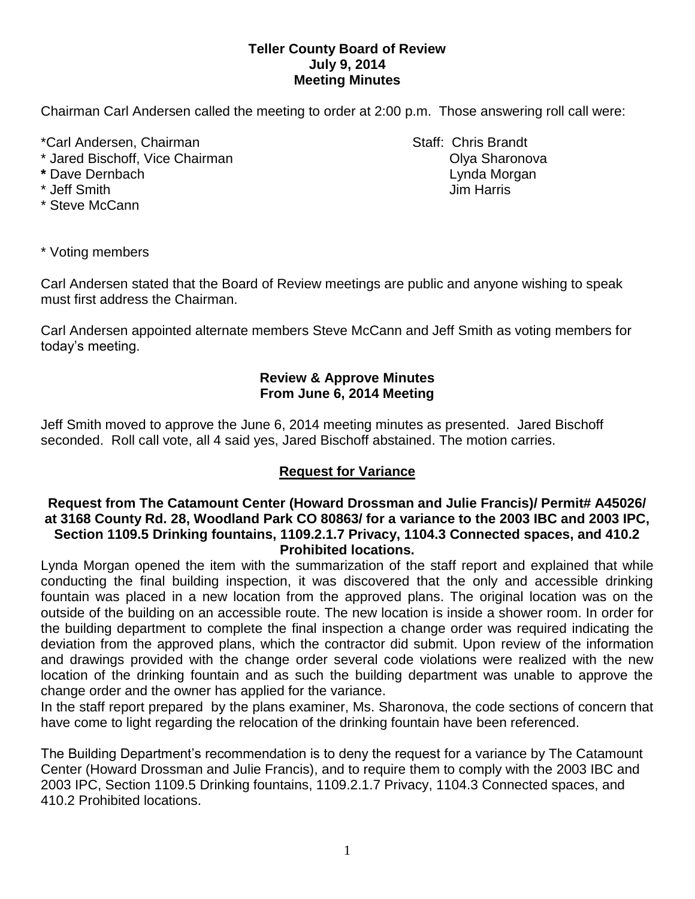**Teller County Board of Review**
**July 9, 2014**
**Meeting Minutes**

Chairman Carl Andersen called the meeting to order at 2:00 p.m. Those answering roll call were:

*Carl Andersen, Chairman
* Jared Bischoff, Vice Chairman
* Dave Dernbach
* Jeff Smith
* Steve McCann

Staff: Chris Brandt
Olya Sharonova
Lynda Morgan
Jim Harris

* Voting members

Carl Andersen stated that the Board of Review meetings are public and anyone wishing to speak must first address the Chairman.

Carl Andersen appointed alternate members Steve McCann and Jeff Smith as voting members for today's meeting.

**Review & Approve Minutes**
**From June 6, 2014 Meeting**

Jeff Smith moved to approve the June 6, 2014 meeting minutes as presented. Jared Bischoff seconded. Roll call vote, all 4 said yes, Jared Bischoff abstained. The motion carries.

**Request for Variance**

**Request from The Catamount Center (Howard Drossman and Julie Francis)/ Permit# A45026/ at 3168 County Rd. 28, Woodland Park CO 80863/ for a variance to the 2003 IBC and 2003 IPC, Section 1109.5 Drinking fountains, 1109.2.1.7 Privacy, 1104.3 Connected spaces, and 410.2 Prohibited locations.**

Lynda Morgan opened the item with the summarization of the staff report and explained that while conducting the final building inspection, it was discovered that the only and accessible drinking fountain was placed in a new location from the approved plans. The original location was on the outside of the building on an accessible route. The new location is inside a shower room. In order for the building department to complete the final inspection a change order was required indicating the deviation from the approved plans, which the contractor did submit. Upon review of the information and drawings provided with the change order several code violations were realized with the new location of the drinking fountain and as such the building department was unable to approve the change order and the owner has applied for the variance.
In the staff report prepared by the plans examiner, Ms. Sharonova, the code sections of concern that have come to light regarding the relocation of the drinking fountain have been referenced.

The Building Department's recommendation is to deny the request for a variance by The Catamount Center (Howard Drossman and Julie Francis), and to require them to comply with the 2003 IBC and 2003 IPC, Section 1109.5 Drinking fountains, 1109.2.1.7 Privacy, 1104.3 Connected spaces, and 410.2 Prohibited locations.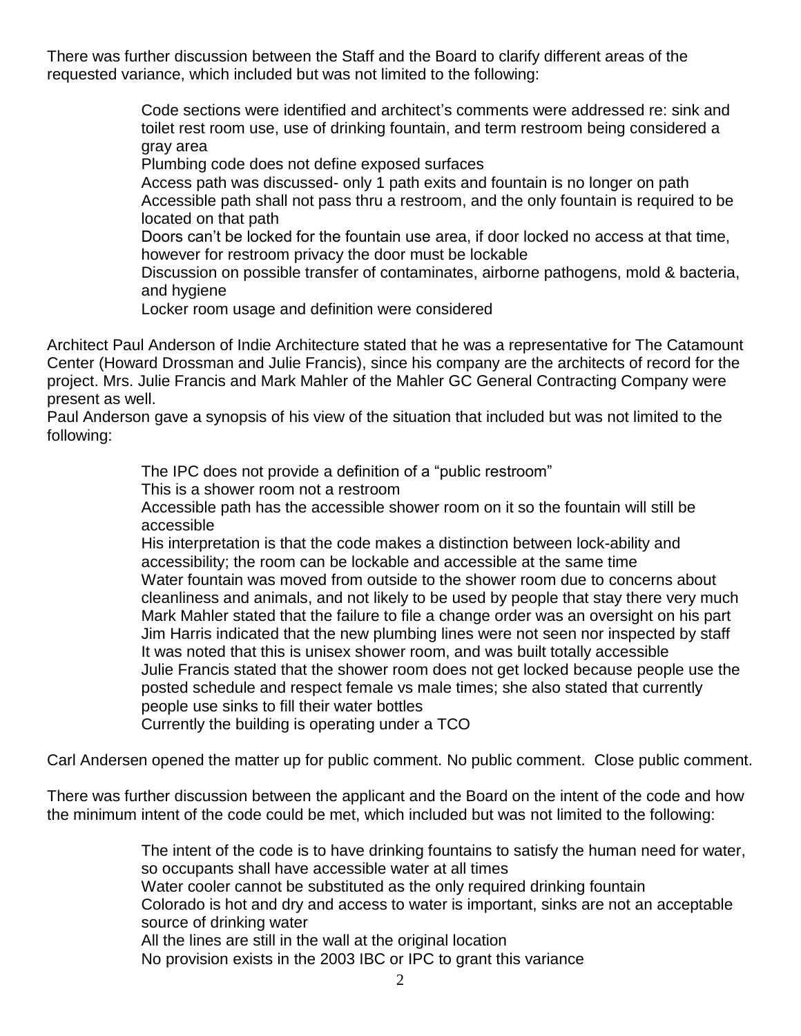There was further discussion between the Staff and the Board to clarify different areas of the requested variance, which included but was not limited to the following:

> Code sections were identified and architect's comments were addressed re: sink and toilet rest room use, use of drinking fountain, and term restroom being considered a gray area
> Plumbing code does not define exposed surfaces
> Access path was discussed- only 1 path exits and fountain is no longer on path
> Accessible path shall not pass thru a restroom, and the only fountain is required to be located on that path
> Doors can't be locked for the fountain use area, if door locked no access at that time, however for restroom privacy the door must be lockable
> Discussion on possible transfer of contaminates, airborne pathogens, mold & bacteria, and hygiene
> Locker room usage and definition were considered

Architect Paul Anderson of Indie Architecture stated that he was a representative for The Catamount Center (Howard Drossman and Julie Francis), since his company are the architects of record for the project. Mrs. Julie Francis and Mark Mahler of the Mahler GC General Contracting Company were present as well.

Paul Anderson gave a synopsis of his view of the situation that included but was not limited to the following:

> The IPC does not provide a definition of a "public restroom"
> This is a shower room not a restroom
> Accessible path has the accessible shower room on it so the fountain will still be accessible
> His interpretation is that the code makes a distinction between lock-ability and accessibility; the room can be lockable and accessible at the same time
> Water fountain was moved from outside to the shower room due to concerns about cleanliness and animals, and not likely to be used by people that stay there very much
> Mark Mahler stated that the failure to file a change order was an oversight on his part
> Jim Harris indicated that the new plumbing lines were not seen nor inspected by staff
> It was noted that this is unisex shower room, and was built totally accessible
> Julie Francis stated that the shower room does not get locked because people use the posted schedule and respect female vs male times; she also stated that currently people use sinks to fill their water bottles
> Currently the building is operating under a TCO

Carl Andersen opened the matter up for public comment. No public comment. Close public comment.

There was further discussion between the applicant and the Board on the intent of the code and how the minimum intent of the code could be met, which included but was not limited to the following:

> The intent of the code is to have drinking fountains to satisfy the human need for water, so occupants shall have accessible water at all times
> Water cooler cannot be substituted as the only required drinking fountain
> Colorado is hot and dry and access to water is important, sinks are not an acceptable source of drinking water
> All the lines are still in the wall at the original location
> No provision exists in the 2003 IBC or IPC to grant this variance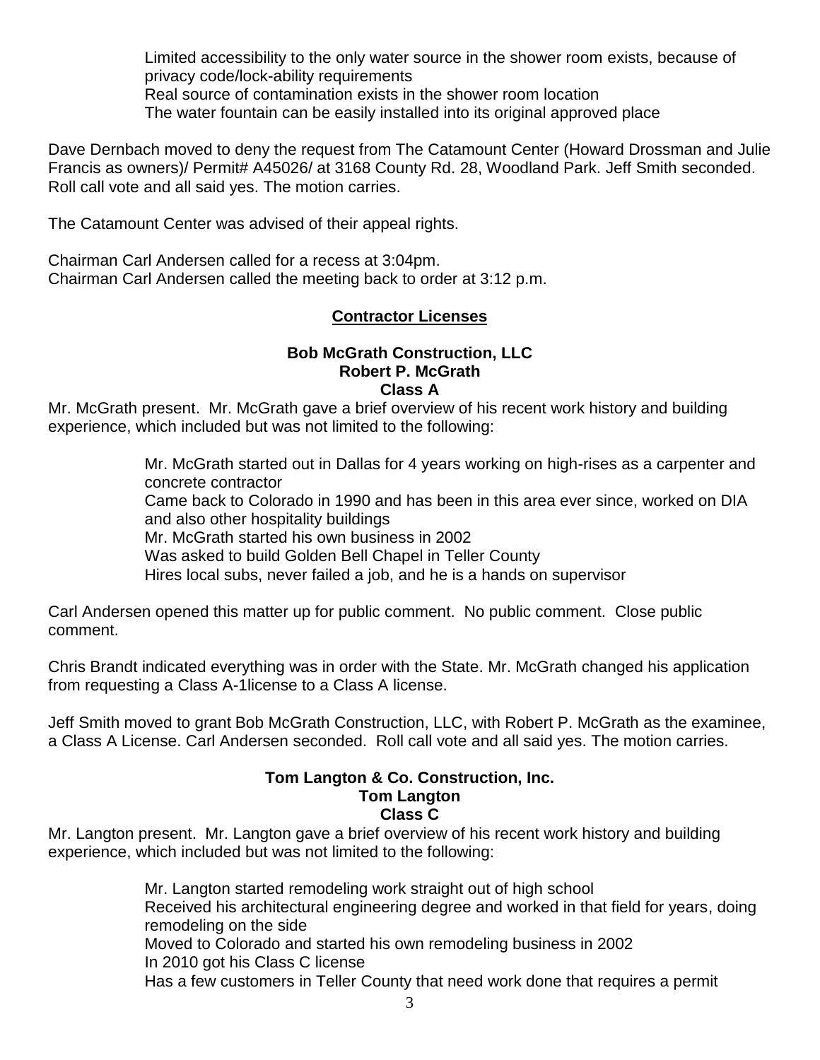Limited accessibility to the only water source in the shower room exists, because of privacy code/lock-ability requirements
Real source of contamination exists in the shower room location
The water fountain can be easily installed into its original approved place

Dave Dernbach moved to deny the request from The Catamount Center (Howard Drossman and Julie Francis as owners)/ Permit# A45026/ at 3168 County Rd. 28, Woodland Park. Jeff Smith seconded. Roll call vote and all said yes. The motion carries.

The Catamount Center was advised of their appeal rights.

Chairman Carl Andersen called for a recess at 3:04pm.
Chairman Carl Andersen called the meeting back to order at 3:12 p.m.

## Contractor Licenses

### Bob McGrath Construction, LLC
### Robert P. McGrath
### Class A

Mr. McGrath present. Mr. McGrath gave a brief overview of his recent work history and building experience, which included but was not limited to the following:

Mr. McGrath started out in Dallas for 4 years working on high-rises as a carpenter and concrete contractor
Came back to Colorado in 1990 and has been in this area ever since, worked on DIA and also other hospitality buildings
Mr. McGrath started his own business in 2002
Was asked to build Golden Bell Chapel in Teller County
Hires local subs, never failed a job, and he is a hands on supervisor

Carl Andersen opened this matter up for public comment. No public comment. Close public comment.

Chris Brandt indicated everything was in order with the State. Mr. McGrath changed his application from requesting a Class A-1license to a Class A license.

Jeff Smith moved to grant Bob McGrath Construction, LLC, with Robert P. McGrath as the examinee, a Class A License. Carl Andersen seconded. Roll call vote and all said yes. The motion carries.

### Tom Langton & Co. Construction, Inc.
### Tom Langton
### Class C

Mr. Langton present. Mr. Langton gave a brief overview of his recent work history and building experience, which included but was not limited to the following:

Mr. Langton started remodeling work straight out of high school
Received his architectural engineering degree and worked in that field for years, doing remodeling on the side
Moved to Colorado and started his own remodeling business in 2002
In 2010 got his Class C license
Has a few customers in Teller County that need work done that requires a permit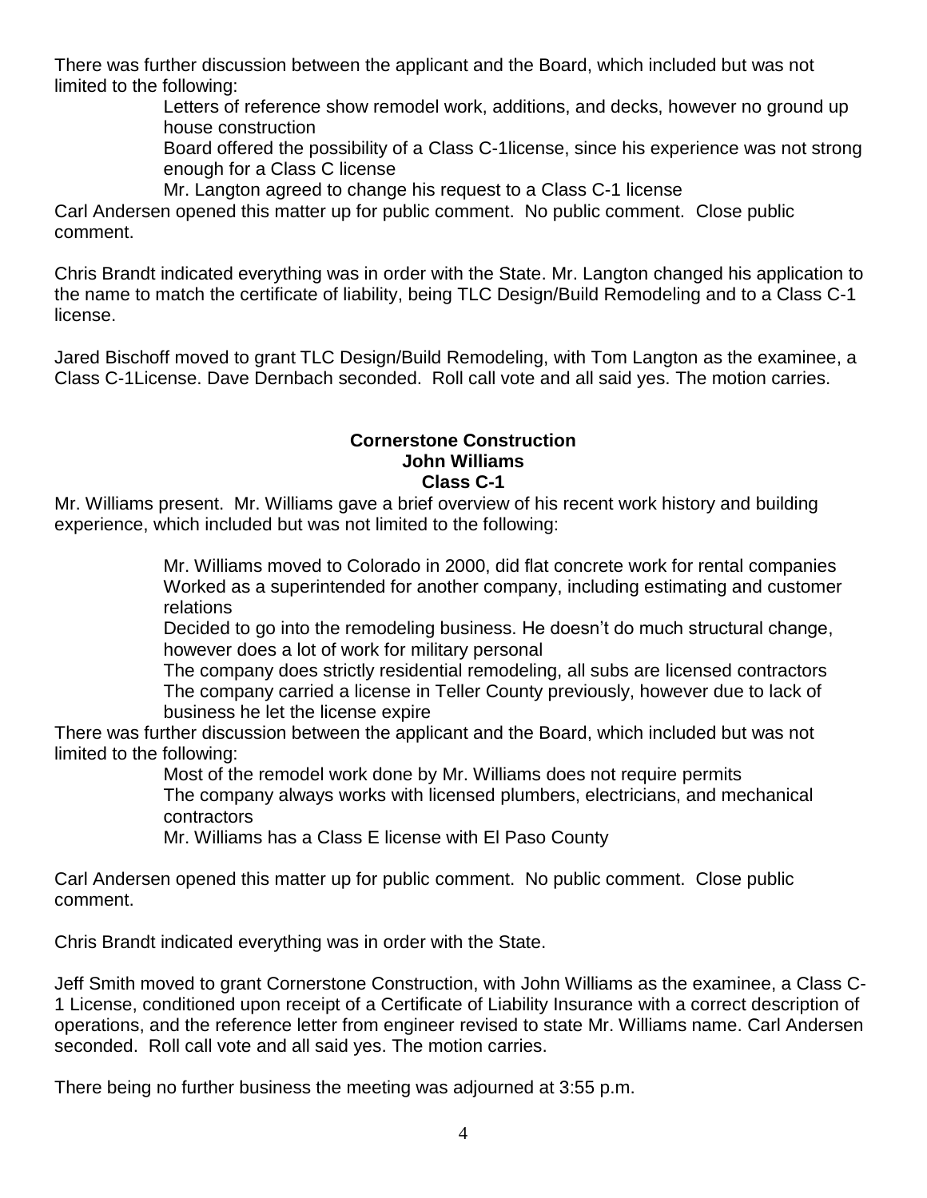There was further discussion between the applicant and the Board, which included but was not limited to the following:

- Letters of reference show remodel work, additions, and decks, however no ground up house construction
- Board offered the possibility of a Class C-1license, since his experience was not strong enough for a Class C license
- Mr. Langton agreed to change his request to a Class C-1 license

Carl Andersen opened this matter up for public comment. No public comment. Close public comment.

Chris Brandt indicated everything was in order with the State. Mr. Langton changed his application to the name to match the certificate of liability, being TLC Design/Build Remodeling and to a Class C-1 license.

Jared Bischoff moved to grant TLC Design/Build Remodeling, with Tom Langton as the examinee, a Class C-1License. Dave Dernbach seconded. Roll call vote and all said yes. The motion carries.

**Cornerstone Construction**
**John Williams**
**Class C-1**

Mr. Williams present. Mr. Williams gave a brief overview of his recent work history and building experience, which included but was not limited to the following:

- Mr. Williams moved to Colorado in 2000, did flat concrete work for rental companies
- Worked as a superintended for another company, including estimating and customer relations
- Decided to go into the remodeling business. He doesn't do much structural change, however does a lot of work for military personal
- The company does strictly residential remodeling, all subs are licensed contractors
- The company carried a license in Teller County previously, however due to lack of business he let the license expire

There was further discussion between the applicant and the Board, which included but was not limited to the following:

- Most of the remodel work done by Mr. Williams does not require permits
- The company always works with licensed plumbers, electricians, and mechanical contractors
- Mr. Williams has a Class E license with El Paso County

Carl Andersen opened this matter up for public comment. No public comment. Close public comment.

Chris Brandt indicated everything was in order with the State.

Jeff Smith moved to grant Cornerstone Construction, with John Williams as the examinee, a Class C-1 License, conditioned upon receipt of a Certificate of Liability Insurance with a correct description of operations, and the reference letter from engineer revised to state Mr. Williams name. Carl Andersen seconded. Roll call vote and all said yes. The motion carries.

There being no further business the meeting was adjourned at 3:55 p.m.